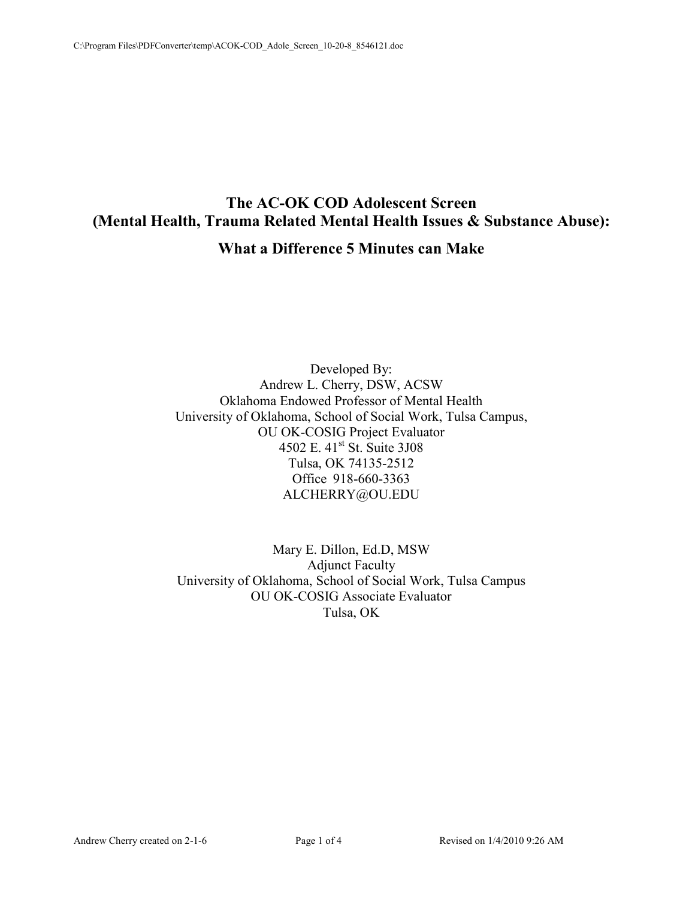# The AC-OK COD Adolescent Screen (Mental Health, Trauma Related Mental Health Issues & Substance Abuse):

## What a Difference 5 Minutes can Make

Developed By:
Andrew L. Cherry, DSW, ACSW
Oklahoma Endowed Professor of Mental Health
University of Oklahoma, School of Social Work, Tulsa Campus,
OU OK-COSIG Project Evaluator
4502 E. 41st St. Suite 3J08
Tulsa, OK 74135-2512
Office 918-660-3363
ALCHERRY@OU.EDU

Mary E. Dillon, Ed.D, MSW
Adjunct Faculty
University of Oklahoma, School of Social Work, Tulsa Campus
OU OK-COSIG Associate Evaluator
Tulsa, OK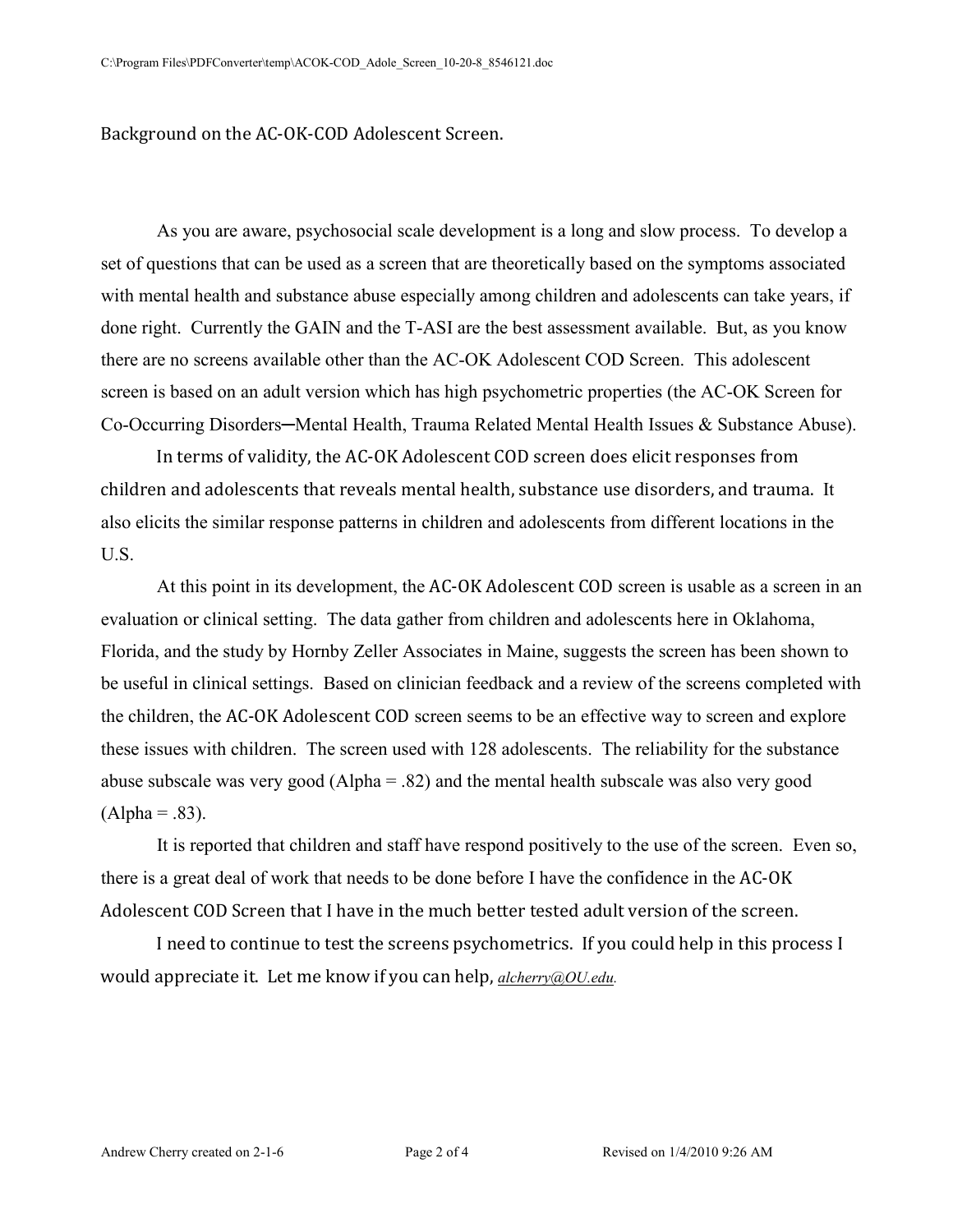Background on the AC-OK-COD Adolescent Screen.

As you are aware, psychosocial scale development is a long and slow process. To develop a set of questions that can be used as a screen that are theoretically based on the symptoms associated with mental health and substance abuse especially among children and adolescents can take years, if done right. Currently the GAIN and the T-ASI are the best assessment available. But, as you know there are no screens available other than the AC-OK Adolescent COD Screen. This adolescent screen is based on an adult version which has high psychometric properties (the AC-OK Screen for Co-Occurring Disorders─Mental Health, Trauma Related Mental Health Issues & Substance Abuse).

In terms of validity, the AC-OK Adolescent COD screen does elicit responses from children and adolescents that reveals mental health, substance use disorders, and trauma. It also elicits the similar response patterns in children and adolescents from different locations in the U.S.

At this point in its development, the AC-OK Adolescent COD screen is usable as a screen in an evaluation or clinical setting. The data gather from children and adolescents here in Oklahoma, Florida, and the study by Hornby Zeller Associates in Maine, suggests the screen has been shown to be useful in clinical settings. Based on clinician feedback and a review of the screens completed with the children, the AC-OK Adolescent COD screen seems to be an effective way to screen and explore these issues with children. The screen used with 128 adolescents. The reliability for the substance abuse subscale was very good (Alpha = .82) and the mental health subscale was also very good (Alpha = .83).

It is reported that children and staff have respond positively to the use of the screen. Even so, there is a great deal of work that needs to be done before I have the confidence in the AC-OK Adolescent COD Screen that I have in the much better tested adult version of the screen.

I need to continue to test the screens psychometrics. If you could help in this process I would appreciate it. Let me know if you can help, *alcherry@OU.edu.*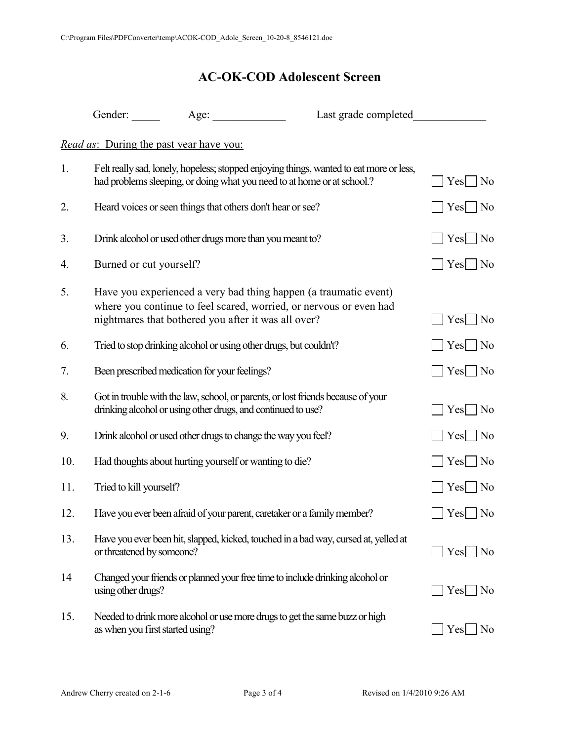# AC-OK-COD Adolescent Screen

Gender: _____ Age: _____________ Last grade completed_____________

*Read as*: During the past year have you:

| # | Question | Response |
|---|---|---|
| 1. | Felt really sad, lonely, hopeless; stopped enjoying things, wanted to eat more or less, had problems sleeping, or doing what you need to at home or at school.? | ☐ Yes ☐ No |
| 2. | Heard voices or seen things that others don't hear or see? | ☐ Yes ☐ No |
| 3. | Drink alcohol or used other drugs more than you meant to? | ☐ Yes ☐ No |
| 4. | Burned or cut yourself? | ☐ Yes ☐ No |
| 5. | Have you experienced a very bad thing happen (a traumatic event) where you continue to feel scared, worried, or nervous or even had nightmares that bothered you after it was all over? | ☐ Yes ☐ No |
| 6. | Tried to stop drinking alcohol or using other drugs, but couldn't? | ☐ Yes ☐ No |
| 7. | Been prescribed medication for your feelings? | ☐ Yes ☐ No |
| 8. | Got in trouble with the law, school, or parents, or lost friends because of your drinking alcohol or using other drugs, and continued to use? | ☐ Yes ☐ No |
| 9. | Drink alcohol or used other drugs to change the way you feel? | ☐ Yes ☐ No |
| 10. | Had thoughts about hurting yourself or wanting to die? | ☐ Yes ☐ No |
| 11. | Tried to kill yourself? | ☐ Yes ☐ No |
| 12. | Have you ever been afraid of your parent, caretaker or a family member? | ☐ Yes ☐ No |
| 13. | Have you ever been hit, slapped, kicked, touched in a bad way, cursed at, yelled at or threatened by someone? | ☐ Yes ☐ No |
| 14 | Changed your friends or planned your free time to include drinking alcohol or using other drugs? | ☐ Yes ☐ No |
| 15. | Needed to drink more alcohol or use more drugs to get the same buzz or high as when you first started using? | ☐ Yes ☐ No |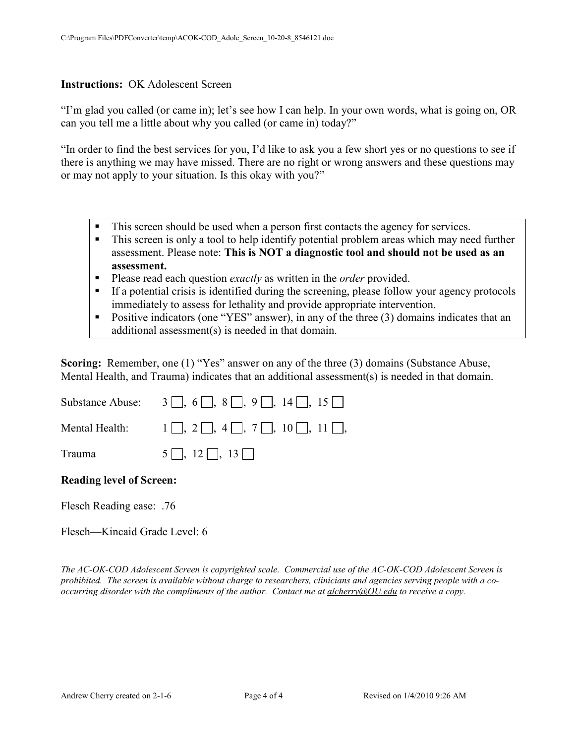**Instructions:** OK Adolescent Screen

"I'm glad you called (or came in); let's see how I can help. In your own words, what is going on, OR can you tell me a little about why you called (or came in) today?"

"In order to find the best services for you, I'd like to ask you a few short yes or no questions to see if there is anything we may have missed. There are no right or wrong answers and these questions may or may not apply to your situation. Is this okay with you?"

- This screen should be used when a person first contacts the agency for services.
- This screen is only a tool to help identify potential problem areas which may need further assessment. Please note: **This is NOT a diagnostic tool and should not be used as an assessment.**
- Please read each question *exactly* as written in the *order* provided.
- If a potential crisis is identified during the screening, please follow your agency protocols immediately to assess for lethality and provide appropriate intervention.
- Positive indicators (one "YES" answer), in any of the three (3) domains indicates that an additional assessment(s) is needed in that domain.

**Scoring:** Remember, one (1) "Yes" answer on any of the three (3) domains (Substance Abuse, Mental Health, and Trauma) indicates that an additional assessment(s) is needed in that domain.

Substance Abuse: 3 ☐, 6 ☐, 8 ☐, 9 ☐, 14 ☐, 15 ☐

Mental Health: 1 ☐, 2 ☐, 4 ☐, 7 ☐, 10 ☐, 11 ☐,

Trauma 5 ☐, 12 ☐, 13 ☐

**Reading level of Screen:**

Flesch Reading ease: .76

Flesch—Kincaid Grade Level: 6

*The AC-OK-COD Adolescent Screen is copyrighted scale. Commercial use of the AC-OK-COD Adolescent Screen is prohibited. The screen is available without charge to researchers, clinicians and agencies serving people with a co-occurring disorder with the compliments of the author. Contact me at alcherry@OU.edu to receive a copy.*